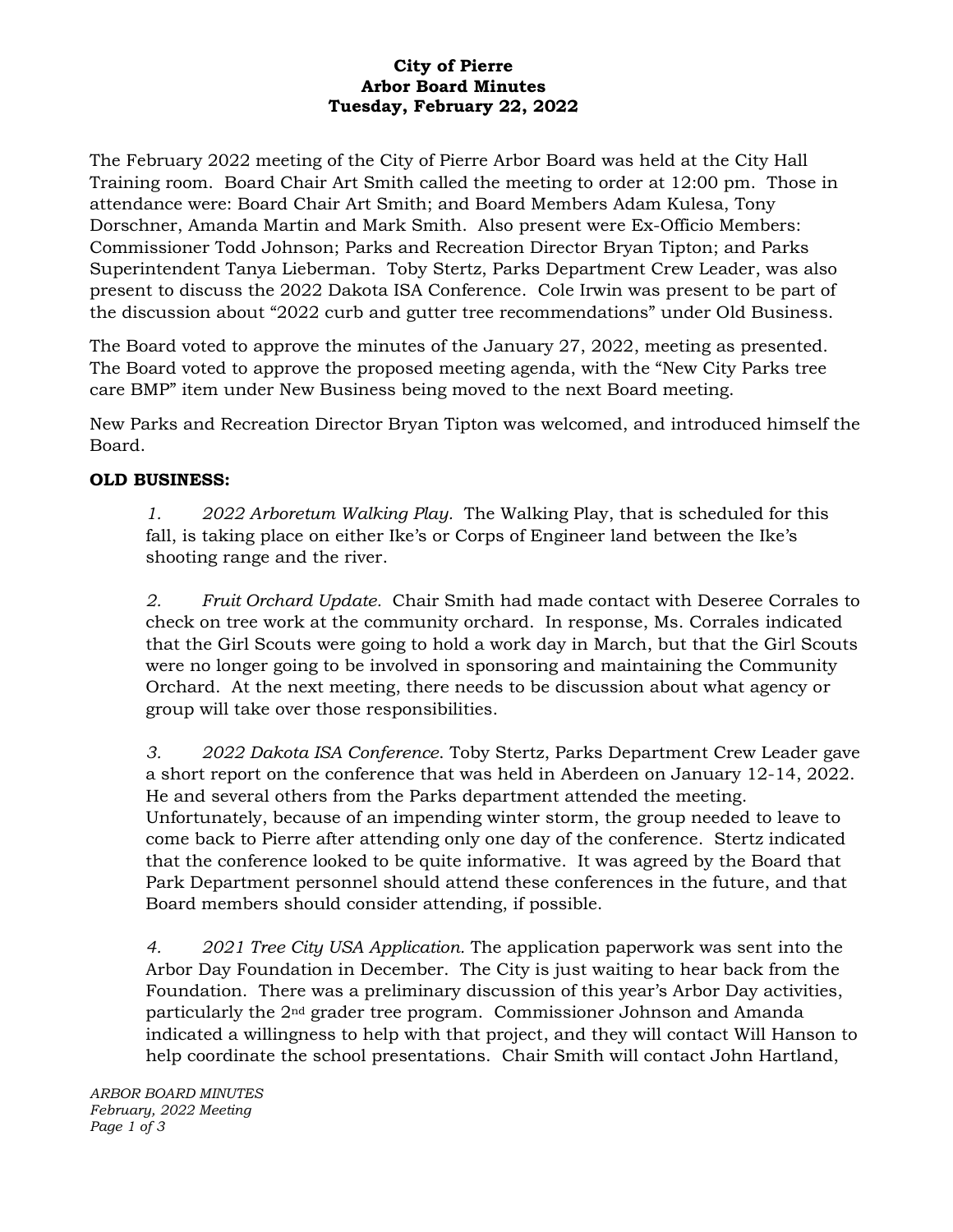**City of Pierre**
**Arbor Board Minutes**
**Tuesday, February 22, 2022**

The February 2022 meeting of the City of Pierre Arbor Board was held at the City Hall Training room. Board Chair Art Smith called the meeting to order at 12:00 pm. Those in attendance were: Board Chair Art Smith; and Board Members Adam Kulesa, Tony Dorschner, Amanda Martin and Mark Smith. Also present were Ex-Officio Members: Commissioner Todd Johnson; Parks and Recreation Director Bryan Tipton; and Parks Superintendent Tanya Lieberman. Toby Stertz, Parks Department Crew Leader, was also present to discuss the 2022 Dakota ISA Conference. Cole Irwin was present to be part of the discussion about "2022 curb and gutter tree recommendations" under Old Business.

The Board voted to approve the minutes of the January 27, 2022, meeting as presented. The Board voted to approve the proposed meeting agenda, with the "New City Parks tree care BMP" item under New Business being moved to the next Board meeting.

New Parks and Recreation Director Bryan Tipton was welcomed, and introduced himself the Board.

**OLD BUSINESS:**

*1. 2022 Arboretum Walking Play.* The Walking Play, that is scheduled for this fall, is taking place on either Ike's or Corps of Engineer land between the Ike's shooting range and the river.

*2. Fruit Orchard Update.* Chair Smith had made contact with Deseree Corrales to check on tree work at the community orchard. In response, Ms. Corrales indicated that the Girl Scouts were going to hold a work day in March, but that the Girl Scouts were no longer going to be involved in sponsoring and maintaining the Community Orchard. At the next meeting, there needs to be discussion about what agency or group will take over those responsibilities.

*3. 2022 Dakota ISA Conference.* Toby Stertz, Parks Department Crew Leader gave a short report on the conference that was held in Aberdeen on January 12-14, 2022. He and several others from the Parks department attended the meeting. Unfortunately, because of an impending winter storm, the group needed to leave to come back to Pierre after attending only one day of the conference. Stertz indicated that the conference looked to be quite informative. It was agreed by the Board that Park Department personnel should attend these conferences in the future, and that Board members should consider attending, if possible.

*4. 2021 Tree City USA Application.* The application paperwork was sent into the Arbor Day Foundation in December. The City is just waiting to hear back from the Foundation. There was a preliminary discussion of this year's Arbor Day activities, particularly the 2nd grader tree program. Commissioner Johnson and Amanda indicated a willingness to help with that project, and they will contact Will Hanson to help coordinate the school presentations. Chair Smith will contact John Hartland,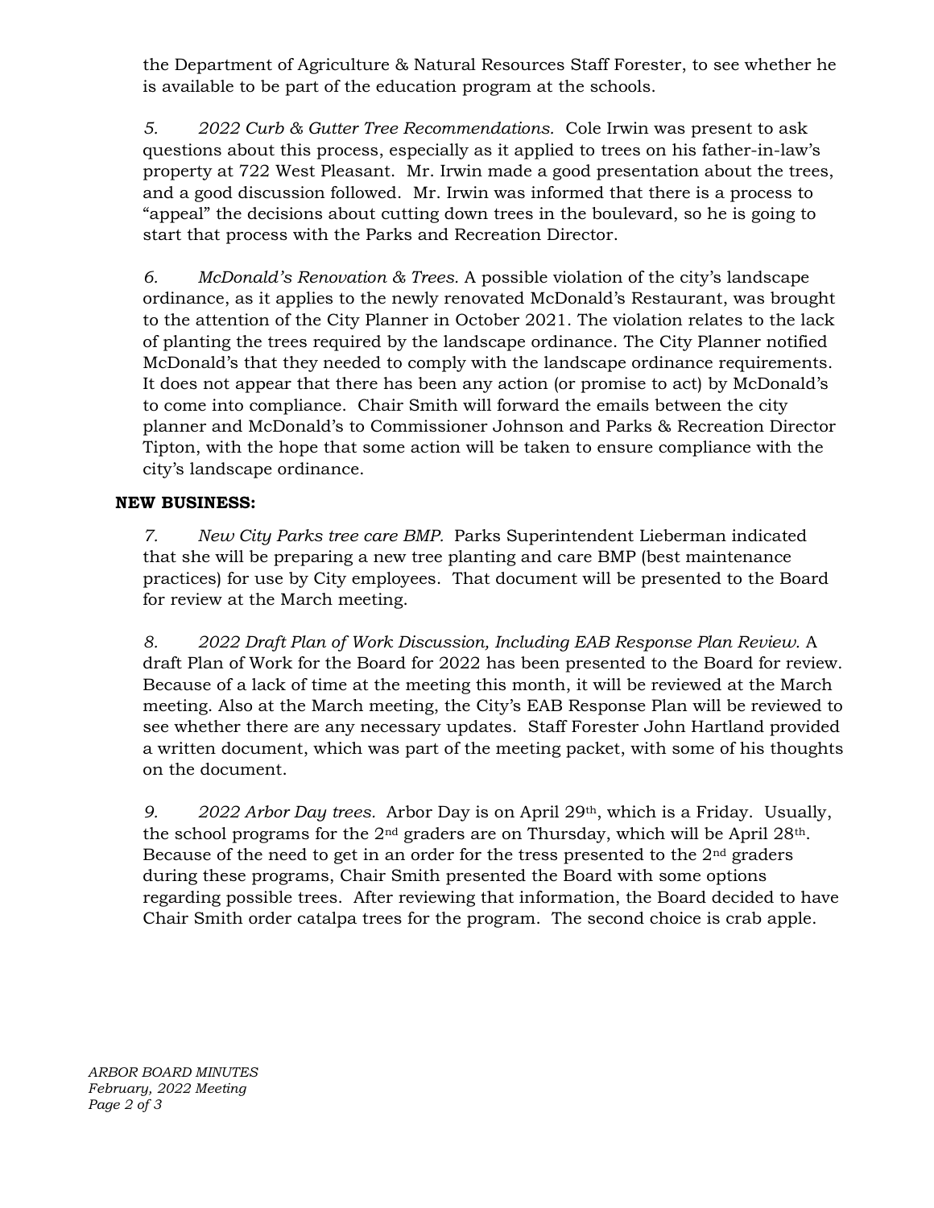the Department of Agriculture & Natural Resources Staff Forester, to see whether he is available to be part of the education program at the schools.

*5. 2022 Curb & Gutter Tree Recommendations.* Cole Irwin was present to ask questions about this process, especially as it applied to trees on his father-in-law's property at 722 West Pleasant. Mr. Irwin made a good presentation about the trees, and a good discussion followed. Mr. Irwin was informed that there is a process to "appeal" the decisions about cutting down trees in the boulevard, so he is going to start that process with the Parks and Recreation Director.

*6. McDonald's Renovation & Trees.* A possible violation of the city's landscape ordinance, as it applies to the newly renovated McDonald's Restaurant, was brought to the attention of the City Planner in October 2021. The violation relates to the lack of planting the trees required by the landscape ordinance. The City Planner notified McDonald's that they needed to comply with the landscape ordinance requirements. It does not appear that there has been any action (or promise to act) by McDonald's to come into compliance. Chair Smith will forward the emails between the city planner and McDonald's to Commissioner Johnson and Parks & Recreation Director Tipton, with the hope that some action will be taken to ensure compliance with the city's landscape ordinance.

**NEW BUSINESS:**

*7. New City Parks tree care BMP.* Parks Superintendent Lieberman indicated that she will be preparing a new tree planting and care BMP (best maintenance practices) for use by City employees. That document will be presented to the Board for review at the March meeting.

*8. 2022 Draft Plan of Work Discussion, Including EAB Response Plan Review.* A draft Plan of Work for the Board for 2022 has been presented to the Board for review. Because of a lack of time at the meeting this month, it will be reviewed at the March meeting. Also at the March meeting, the City's EAB Response Plan will be reviewed to see whether there are any necessary updates. Staff Forester John Hartland provided a written document, which was part of the meeting packet, with some of his thoughts on the document.

*9. 2022 Arbor Day trees.* Arbor Day is on April 29th, which is a Friday. Usually, the school programs for the 2nd graders are on Thursday, which will be April 28th. Because of the need to get in an order for the tress presented to the 2nd graders during these programs, Chair Smith presented the Board with some options regarding possible trees. After reviewing that information, the Board decided to have Chair Smith order catalpa trees for the program. The second choice is crab apple.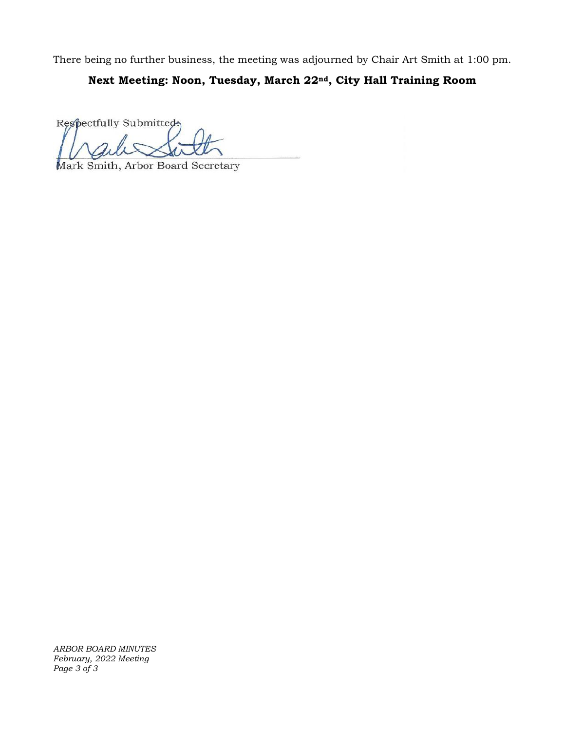There being no further business, the meeting was adjourned by Chair Art Smith at 1:00 pm.

**Next Meeting: Noon, Tuesday, March 22nd, City Hall Training Room**

Respectfully Submitted:

Mark Smith, Arbor Board Secretary

*ARBOR BOARD MINUTES*
*February, 2022 Meeting*